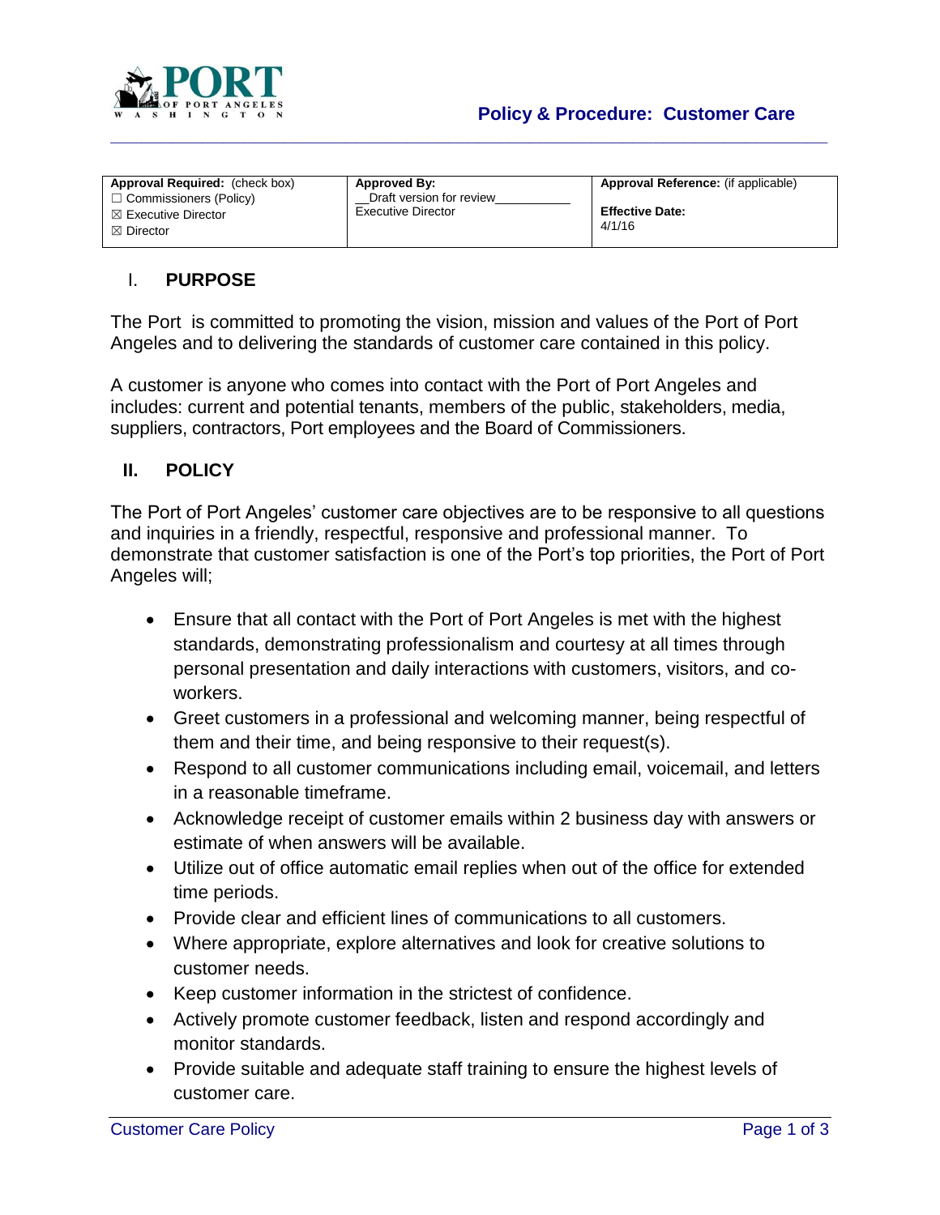# Policy & Procedure: Customer Care

| Approval Required: (check box) | Approved By: | Approval Reference: (if applicable) |
|---|---|---|
| ☐ Commissioners (Policy)<br>☒ Executive Director<br>☒ Director | __Draft version for review___________<br>Executive Director | **Effective Date:**<br>4/1/16 |

## I. PURPOSE

The Port is committed to promoting the vision, mission and values of the Port of Port Angeles and to delivering the standards of customer care contained in this policy.

A customer is anyone who comes into contact with the Port of Port Angeles and includes: current and potential tenants, members of the public, stakeholders, media, suppliers, contractors, Port employees and the Board of Commissioners.

## II. POLICY

The Port of Port Angeles' customer care objectives are to be responsive to all questions and inquiries in a friendly, respectful, responsive and professional manner. To demonstrate that customer satisfaction is one of the Port's top priorities, the Port of Port Angeles will;

- Ensure that all contact with the Port of Port Angeles is met with the highest standards, demonstrating professionalism and courtesy at all times through personal presentation and daily interactions with customers, visitors, and co-workers.
- Greet customers in a professional and welcoming manner, being respectful of them and their time, and being responsive to their request(s).
- Respond to all customer communications including email, voicemail, and letters in a reasonable timeframe.
- Acknowledge receipt of customer emails within 2 business day with answers or estimate of when answers will be available.
- Utilize out of office automatic email replies when out of the office for extended time periods.
- Provide clear and efficient lines of communications to all customers.
- Where appropriate, explore alternatives and look for creative solutions to customer needs.
- Keep customer information in the strictest of confidence.
- Actively promote customer feedback, listen and respond accordingly and monitor standards.
- Provide suitable and adequate staff training to ensure the highest levels of customer care.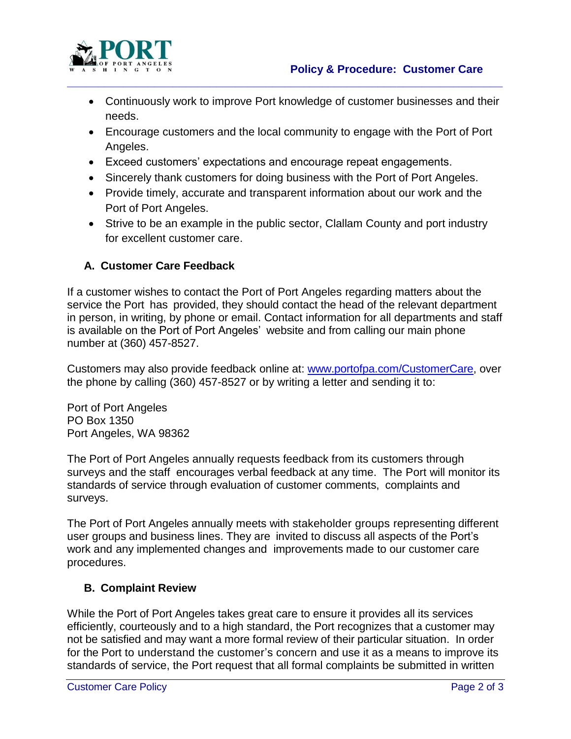- Continuously work to improve Port knowledge of customer businesses and their needs.
- Encourage customers and the local community to engage with the Port of Port Angeles.
- Exceed customers' expectations and encourage repeat engagements.
- Sincerely thank customers for doing business with the Port of Port Angeles.
- Provide timely, accurate and transparent information about our work and the Port of Port Angeles.
- Strive to be an example in the public sector, Clallam County and port industry for excellent customer care.

### A. Customer Care Feedback

If a customer wishes to contact the Port of Port Angeles regarding matters about the service the Port has provided, they should contact the head of the relevant department in person, in writing, by phone or email. Contact information for all departments and staff is available on the Port of Port Angeles' website and from calling our main phone number at (360) 457-8527.

Customers may also provide feedback online at: www.portofpa.com/CustomerCare, over the phone by calling (360) 457-8527 or by writing a letter and sending it to:

Port of Port Angeles
PO Box 1350
Port Angeles, WA 98362

The Port of Port Angeles annually requests feedback from its customers through surveys and the staff encourages verbal feedback at any time. The Port will monitor its standards of service through evaluation of customer comments, complaints and surveys.

The Port of Port Angeles annually meets with stakeholder groups representing different user groups and business lines. They are invited to discuss all aspects of the Port's work and any implemented changes and improvements made to our customer care procedures.

### B. Complaint Review

While the Port of Port Angeles takes great care to ensure it provides all its services efficiently, courteously and to a high standard, the Port recognizes that a customer may not be satisfied and may want a more formal review of their particular situation. In order for the Port to understand the customer's concern and use it as a means to improve its standards of service, the Port request that all formal complaints be submitted in written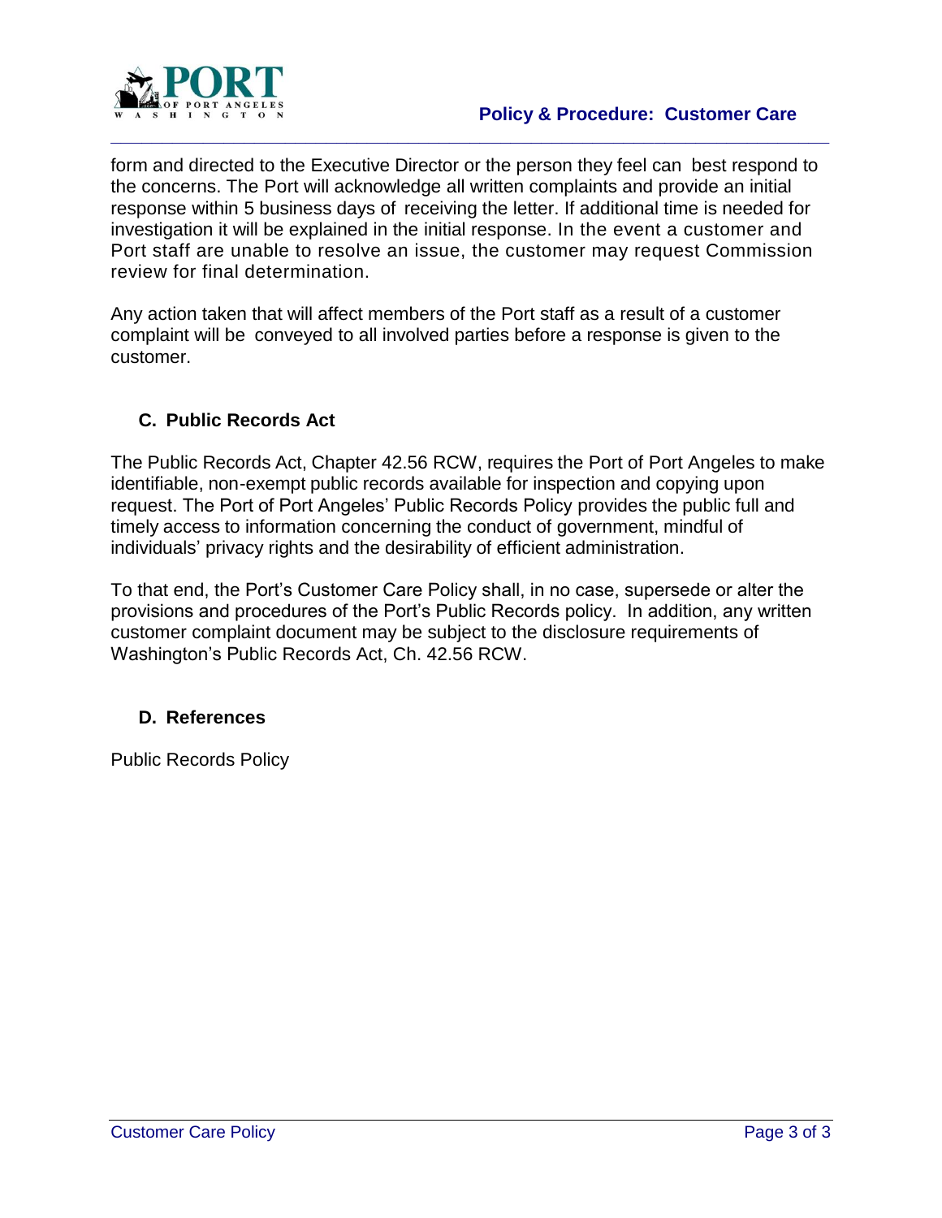form and directed to the Executive Director or the person they feel can best respond to the concerns. The Port will acknowledge all written complaints and provide an initial response within 5 business days of receiving the letter. If additional time is needed for investigation it will be explained in the initial response. In the event a customer and Port staff are unable to resolve an issue, the customer may request Commission review for final determination.

Any action taken that will affect members of the Port staff as a result of a customer complaint will be conveyed to all involved parties before a response is given to the customer.

### C. Public Records Act

The Public Records Act, Chapter 42.56 RCW, requires the Port of Port Angeles to make identifiable, non-exempt public records available for inspection and copying upon request. The Port of Port Angeles' Public Records Policy provides the public full and timely access to information concerning the conduct of government, mindful of individuals' privacy rights and the desirability of efficient administration.

To that end, the Port's Customer Care Policy shall, in no case, supersede or alter the provisions and procedures of the Port's Public Records policy. In addition, any written customer complaint document may be subject to the disclosure requirements of Washington's Public Records Act, Ch. 42.56 RCW.

### D. References

Public Records Policy